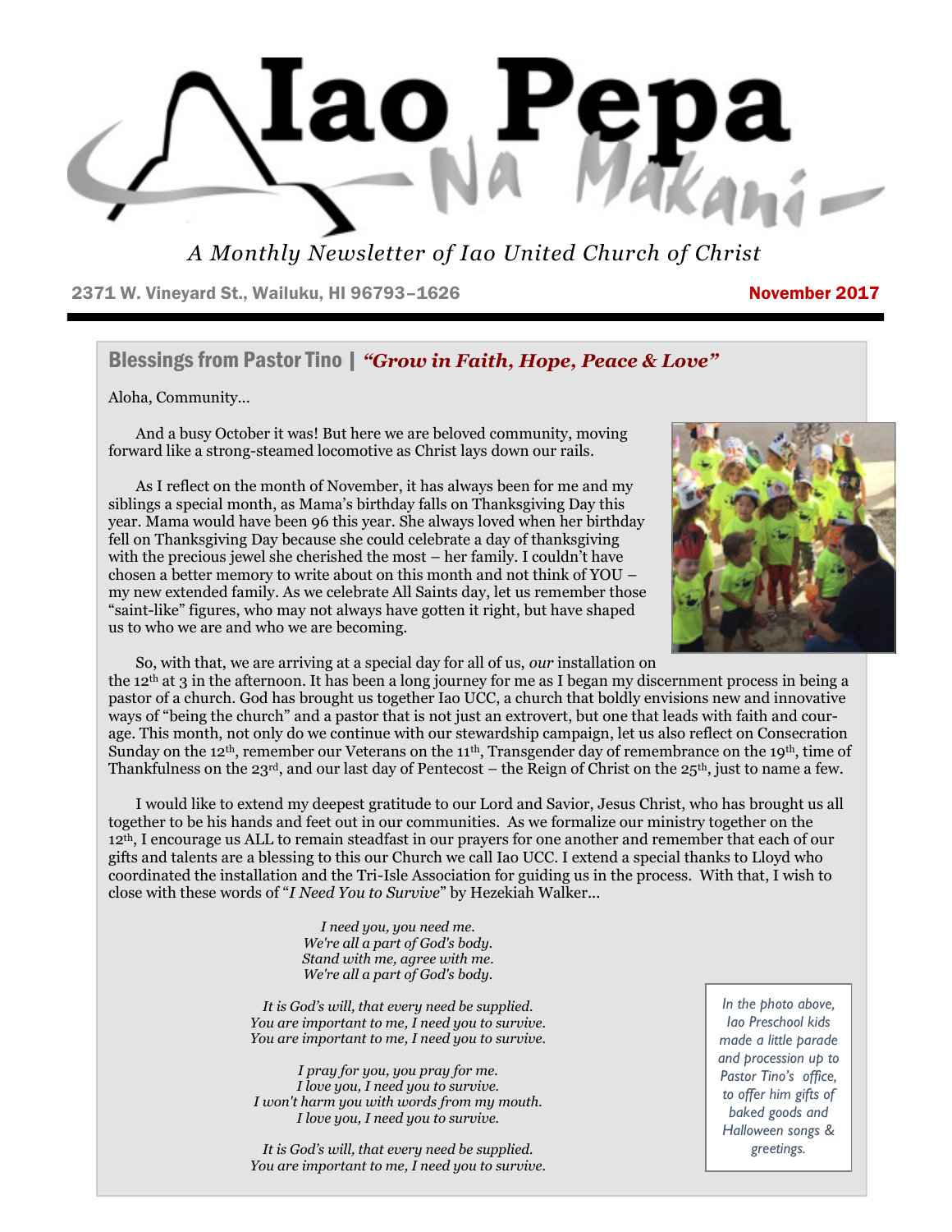# Iao Pepa Na Makani

*A Monthly Newsletter of Iao United Church of Christ*

2371 W. Vineyard St., Wailuku, HI 96793–1626 **November 2017**

## Blessings from Pastor Tino | *"Grow in Faith, Hope, Peace & Love"*

Aloha, Community…

And a busy October it was! But here we are beloved community, moving forward like a strong-steamed locomotive as Christ lays down our rails.

As I reflect on the month of November, it has always been for me and my siblings a special month, as Mama's birthday falls on Thanksgiving Day this year. Mama would have been 96 this year. She always loved when her birthday fell on Thanksgiving Day because she could celebrate a day of thanksgiving with the precious jewel she cherished the most – her family. I couldn't have chosen a better memory to write about on this month and not think of YOU – my new extended family. As we celebrate All Saints day, let us remember those "saint-like" figures, who may not always have gotten it right, but have shaped us to who we are and who we are becoming.

So, with that, we are arriving at a special day for all of us, *our* installation on the 12th at 3 in the afternoon. It has been a long journey for me as I began my discernment process in being a pastor of a church. God has brought us together Iao UCC, a church that boldly envisions new and innovative ways of "being the church" and a pastor that is not just an extrovert, but one that leads with faith and courage. This month, not only do we continue with our stewardship campaign, let us also reflect on Consecration Sunday on the 12th, remember our Veterans on the 11th, Transgender day of remembrance on the 19th, time of Thankfulness on the 23rd, and our last day of Pentecost – the Reign of Christ on the 25th, just to name a few.

I would like to extend my deepest gratitude to our Lord and Savior, Jesus Christ, who has brought us all together to be his hands and feet out in our communities. As we formalize our ministry together on the 12th, I encourage us ALL to remain steadfast in our prayers for one another and remember that each of our gifts and talents are a blessing to this our Church we call Iao UCC. I extend a special thanks to Lloyd who coordinated the installation and the Tri-Isle Association for guiding us in the process. With that, I wish to close with these words of "*I Need You to Survive*" by Hezekiah Walker…

*I need you, you need me.*
*We're all a part of God's body.*
*Stand with me, agree with me.*
*We're all a part of God's body.*

*It is God's will, that every need be supplied.*
*You are important to me, I need you to survive.*
*You are important to me, I need you to survive.*

*I pray for you, you pray for me.*
*I love you, I need you to survive.*
*I won't harm you with words from my mouth.*
*I love you, I need you to survive.*

*It is God's will, that every need be supplied.*
*You are important to me, I need you to survive.*

*In the photo above, Iao Preschool kids made a little parade and procession up to Pastor Tino's office, to offer him gifts of baked goods and Halloween songs & greetings.*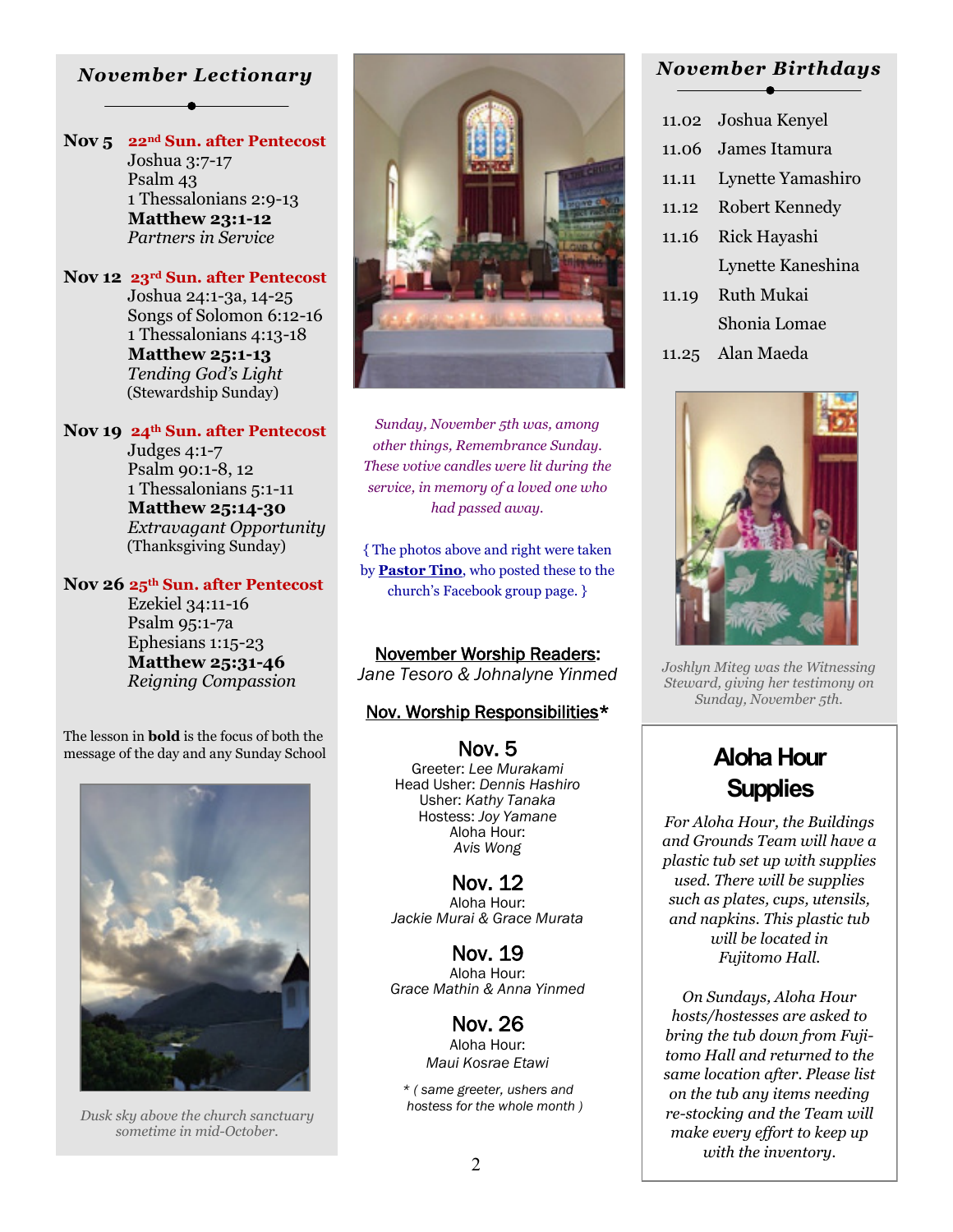## *November Lectionary*

**Nov 5** **22nd Sun. after Pentecost**
Joshua 3:7-17
Psalm 43
1 Thessalonians 2:9-13
**Matthew 23:1-12**
*Partners in Service*

**Nov 12** **23rd Sun. after Pentecost**
Joshua 24:1-3a, 14-25
Songs of Solomon 6:12-16
1 Thessalonians 4:13-18
**Matthew 25:1-13**
*Tending God's Light*
(Stewardship Sunday)

**Nov 19** **24th Sun. after Pentecost**
Judges 4:1-7
Psalm 90:1-8, 12
1 Thessalonians 5:1-11
**Matthew 25:14-30**
*Extravagant Opportunity*
(Thanksgiving Sunday)

**Nov 26** **25th Sun. after Pentecost**
Ezekiel 34:11-16
Psalm 95:1-7a
Ephesians 1:15-23
**Matthew 25:31-46**
*Reigning Compassion*

The lesson in **bold** is the focus of both the message of the day and any Sunday School

*Dusk sky above the church sanctuary sometime in mid-October.*

*Sunday, November 5th was, among other things, Remembrance Sunday. These votive candles were lit during the service, in memory of a loved one who had passed away.*

{ The photos above and right were taken by **Pastor Tino**, who posted these to the church's Facebook group page. }

**November Worship Readers:**
*Jane Tesoro & Johnalyne Yinmed*

**Nov. Worship Responsibilities***

**Nov. 5**
Greeter: *Lee Murakami*
Head Usher: *Dennis Hashiro*
Usher: *Kathy Tanaka*
Hostess: *Joy Yamane*
Aloha Hour:
*Avis Wong*

**Nov. 12**
Aloha Hour:
*Jackie Murai & Grace Murata*

**Nov. 19**
Aloha Hour:
*Grace Mathin & Anna Yinmed*

**Nov. 26**
Aloha Hour:
*Maui Kosrae Etawi*

*\* ( same greeter, ushers and hostess for the whole month )*

## *November Birthdays*

| | |
|---|---|
| 11.02 | Joshua Kenyel |
| 11.06 | James Itamura |
| 11.11 | Lynette Yamashiro |
| 11.12 | Robert Kennedy |
| 11.16 | Rick Hayashi |
| | Lynette Kaneshina |
| 11.19 | Ruth Mukai |
| | Shonia Lomae |
| 11.25 | Alan Maeda |

*Joshlyn Miteg was the Witnessing Steward, giving her testimony on Sunday, November 5th.*

## Aloha Hour Supplies

*For Aloha Hour, the Buildings and Grounds Team will have a plastic tub set up with supplies used. There will be supplies such as plates, cups, utensils, and napkins. This plastic tub will be located in Fujitomo Hall.*

*On Sundays, Aloha Hour hosts/hostesses are asked to bring the tub down from Fujitomo Hall and returned to the same location after. Please list on the tub any items needing re-stocking and the Team will make every effort to keep up with the inventory.*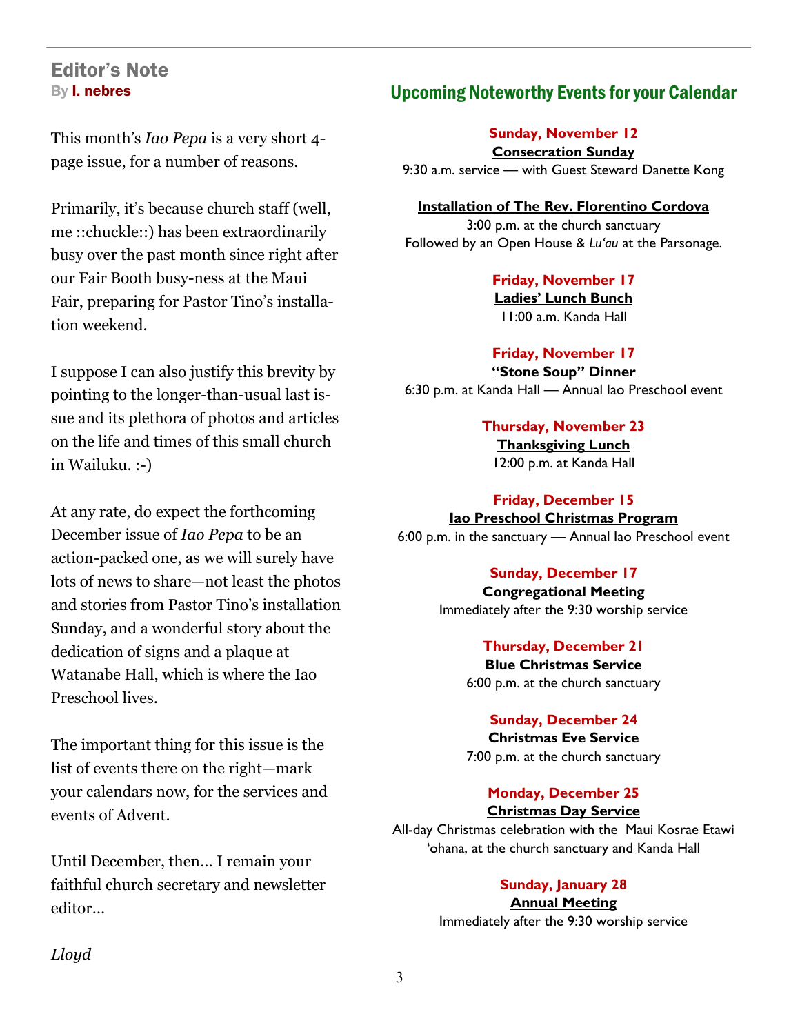## Editor's Note

By **I. nebres**

This month's *Iao Pepa* is a very short 4-page issue, for a number of reasons.

Primarily, it's because church staff (well, me ::chuckle::) has been extraordinarily busy over the past month since right after our Fair Booth busy-ness at the Maui Fair, preparing for Pastor Tino's installation weekend.

I suppose I can also justify this brevity by pointing to the longer-than-usual last issue and its plethora of photos and articles on the life and times of this small church in Wailuku. :-)

At any rate, do expect the forthcoming December issue of *Iao Pepa* to be an action-packed one, as we will surely have lots of news to share—not least the photos and stories from Pastor Tino's installation Sunday, and a wonderful story about the dedication of signs and a plaque at Watanabe Hall, which is where the Iao Preschool lives.

The important thing for this issue is the list of events there on the right—mark your calendars now, for the services and events of Advent.

Until December, then… I remain your faithful church secretary and newsletter editor…

*Lloyd*

## Upcoming Noteworthy Events for your Calendar

**Sunday, November 12**
**Consecration Sunday**
9:30 a.m. service — with Guest Steward Danette Kong

**Installation of The Rev. Florentino Cordova**
3:00 p.m. at the church sanctuary
Followed by an Open House & *Lu'au* at the Parsonage.

**Friday, November 17**
**Ladies' Lunch Bunch**
11:00 a.m. Kanda Hall

**Friday, November 17**
**"Stone Soup" Dinner**
6:30 p.m. at Kanda Hall — Annual Iao Preschool event

**Thursday, November 23**
**Thanksgiving Lunch**
12:00 p.m. at Kanda Hall

**Friday, December 15**
**Iao Preschool Christmas Program**
6:00 p.m. in the sanctuary — Annual Iao Preschool event

**Sunday, December 17**
**Congregational Meeting**
Immediately after the 9:30 worship service

**Thursday, December 21**
**Blue Christmas Service**
6:00 p.m. at the church sanctuary

**Sunday, December 24**
**Christmas Eve Service**
7:00 p.m. at the church sanctuary

**Monday, December 25**
**Christmas Day Service**
All-day Christmas celebration with the Maui Kosrae Etawi 'ohana, at the church sanctuary and Kanda Hall

**Sunday, January 28**
**Annual Meeting**
Immediately after the 9:30 worship service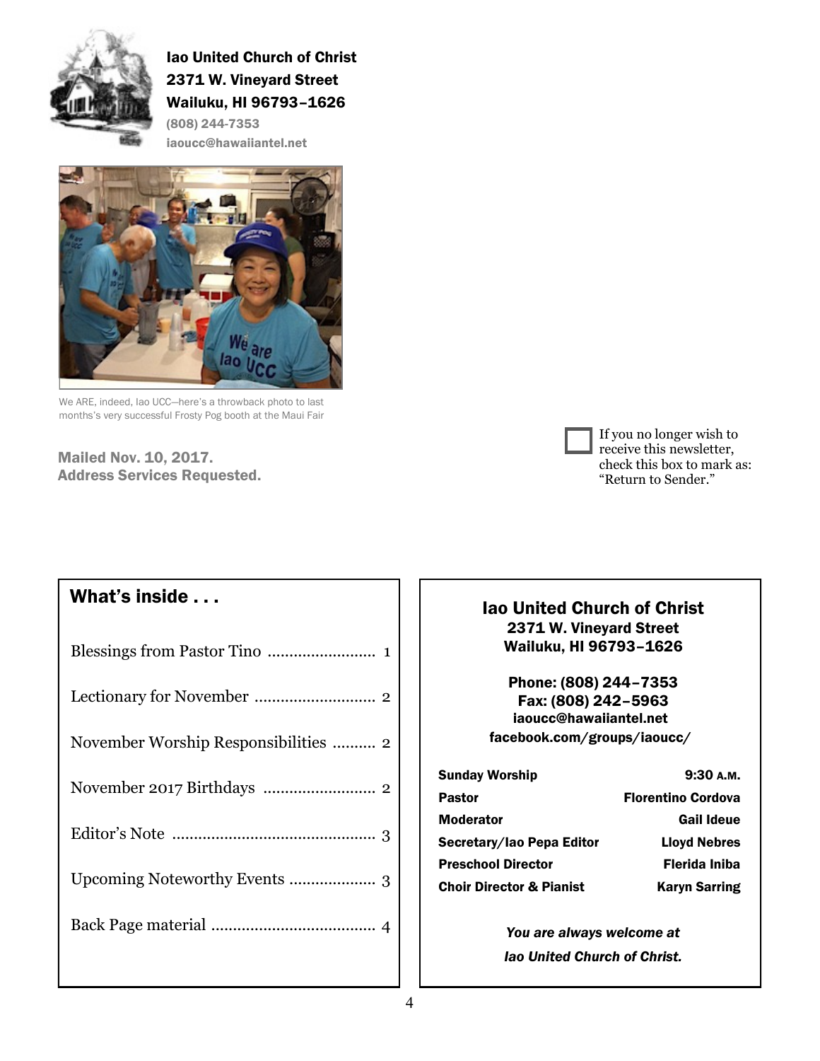**Iao United Church of Christ**
**2371 W. Vineyard Street**
**Wailuku, HI 96793–1626**
(808) 244-7353
iaoucc@hawaiiantel.net

We ARE, indeed, Iao UCC—here's a throwback photo to last months's very successful Frosty Pog booth at the Maui Fair

**Mailed Nov. 10, 2017.**
**Address Services Requested.**

☐ If you no longer wish to receive this newsletter, check this box to mark as: "Return to Sender."

## What's inside . . .

| | |
|---|---|
| Blessings from Pastor Tino | 1 |
| Lectionary for November | 2 |
| November Worship Responsibilities | 2 |
| November 2017 Birthdays | 2 |
| Editor's Note | 3 |
| Upcoming Noteworthy Events | 3 |
| Back Page material | 4 |

## Iao United Church of Christ

**2371 W. Vineyard Street**
**Wailuku, HI 96793–1626**

**Phone: (808) 244–7353**
**Fax: (808) 242–5963**
**iaoucc@hawaiiantel.net**
**facebook.com/groups/iaoucc/**

| | |
|---|---|
| **Sunday Worship** | **9:30 A.M.** |
| **Pastor** | **Florentino Cordova** |
| **Moderator** | **Gail Ideue** |
| **Secretary/Iao Pepa Editor** | **Lloyd Nebres** |
| **Preschool Director** | **Flerida Iniba** |
| **Choir Director & Pianist** | **Karyn Sarring** |

***You are always welcome at Iao United Church of Christ.***